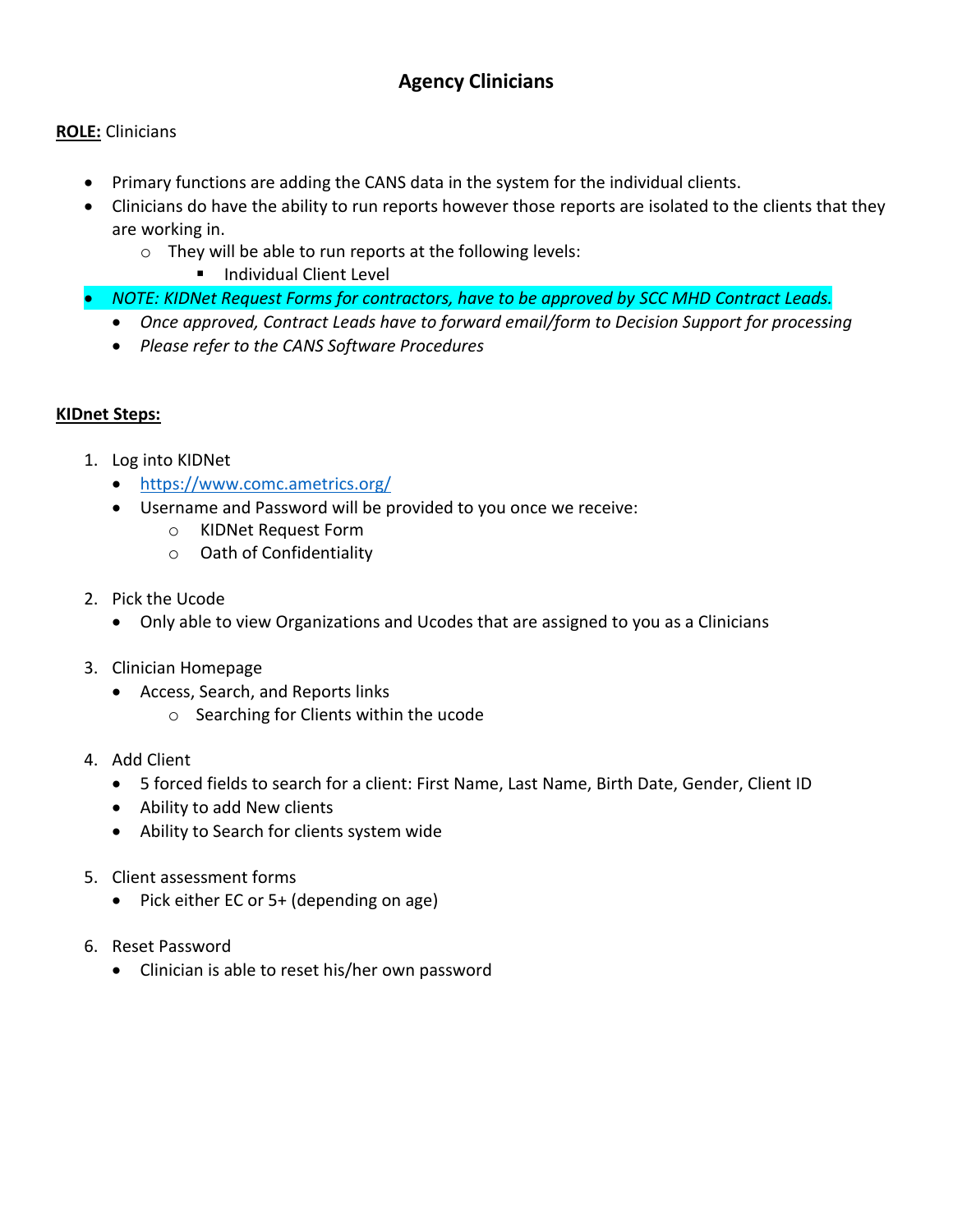# Agency Clinicians

**ROLE:** Clinicians

- Primary functions are adding the CANS data in the system for the individual clients.
- Clinicians do have the ability to run reports however those reports are isolated to the clients that they are working in.
  - They will be able to run reports at the following levels:
    - Individual Client Level
- *NOTE: KIDNet Request Forms for contractors, have to be approved by SCC MHD Contract Leads.*
  - *Once approved, Contract Leads have to forward email/form to Decision Support for processing*
  - *Please refer to the CANS Software Procedures*

**KIDnet Steps:**

1. Log into KIDNet
   - https://www.comc.ametrics.org/
   - Username and Password will be provided to you once we receive:
     - KIDNet Request Form
     - Oath of Confidentiality

2. Pick the Ucode
   - Only able to view Organizations and Ucodes that are assigned to you as a Clinicians

3. Clinician Homepage
   - Access, Search, and Reports links
     - Searching for Clients within the ucode

4. Add Client
   - 5 forced fields to search for a client: First Name, Last Name, Birth Date, Gender, Client ID
   - Ability to add New clients
   - Ability to Search for clients system wide

5. Client assessment forms
   - Pick either EC or 5+ (depending on age)

6. Reset Password
   - Clinician is able to reset his/her own password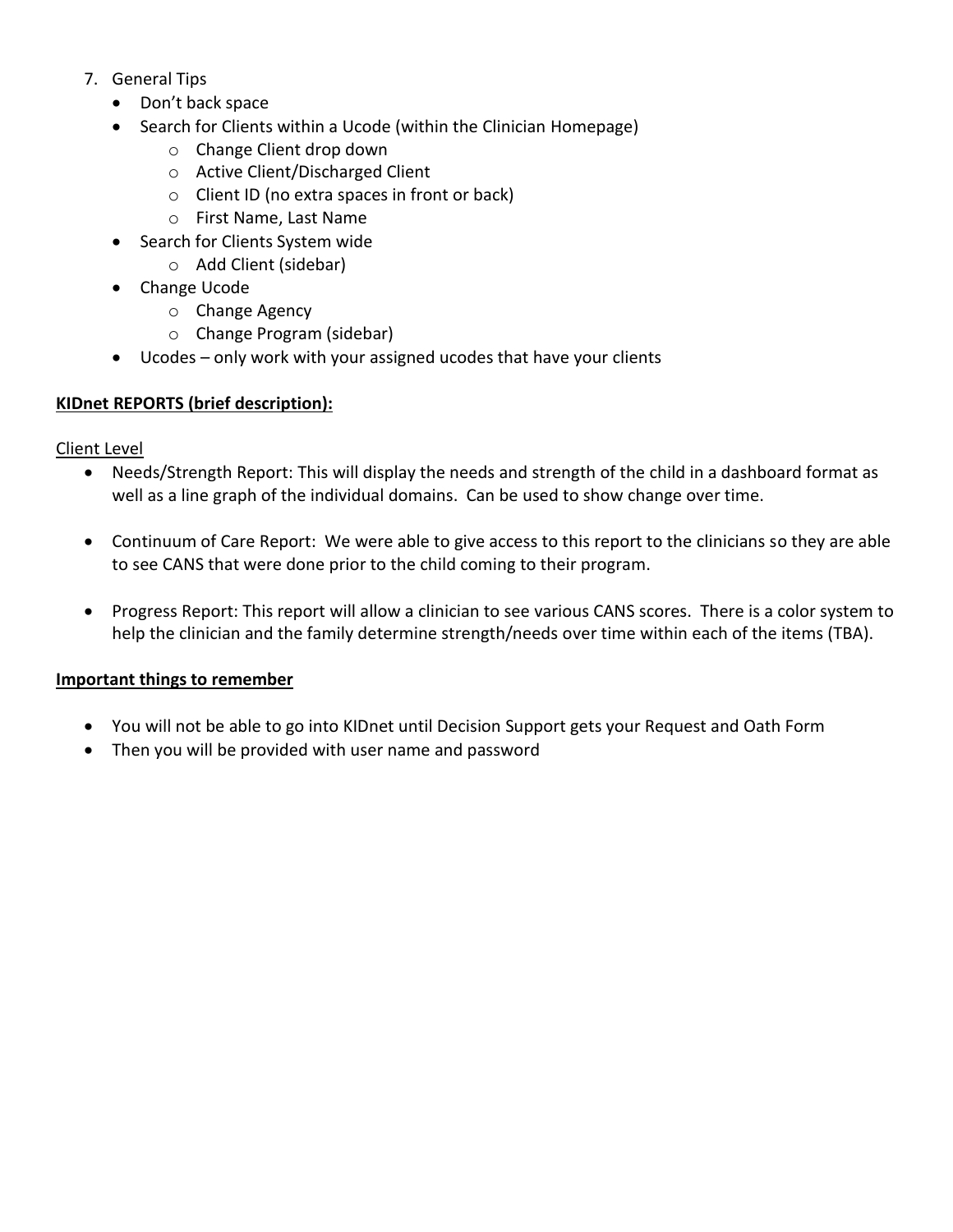7. General Tips
   - Don't back space
   - Search for Clients within a Ucode (within the Clinician Homepage)
     - Change Client drop down
     - Active Client/Discharged Client
     - Client ID (no extra spaces in front or back)
     - First Name, Last Name
   - Search for Clients System wide
     - Add Client (sidebar)
   - Change Ucode
     - Change Agency
     - Change Program (sidebar)
   - Ucodes – only work with your assigned ucodes that have your clients

**<u>KIDnet REPORTS (brief description):</u>**

<u>Client Level</u>

- Needs/Strength Report: This will display the needs and strength of the child in a dashboard format as well as a line graph of the individual domains. Can be used to show change over time.

- Continuum of Care Report: We were able to give access to this report to the clinicians so they are able to see CANS that were done prior to the child coming to their program.

- Progress Report: This report will allow a clinician to see various CANS scores. There is a color system to help the clinician and the family determine strength/needs over time within each of the items (TBA).

**<u>Important things to remember</u>**

- You will not be able to go into KIDnet until Decision Support gets your Request and Oath Form
- Then you will be provided with user name and password